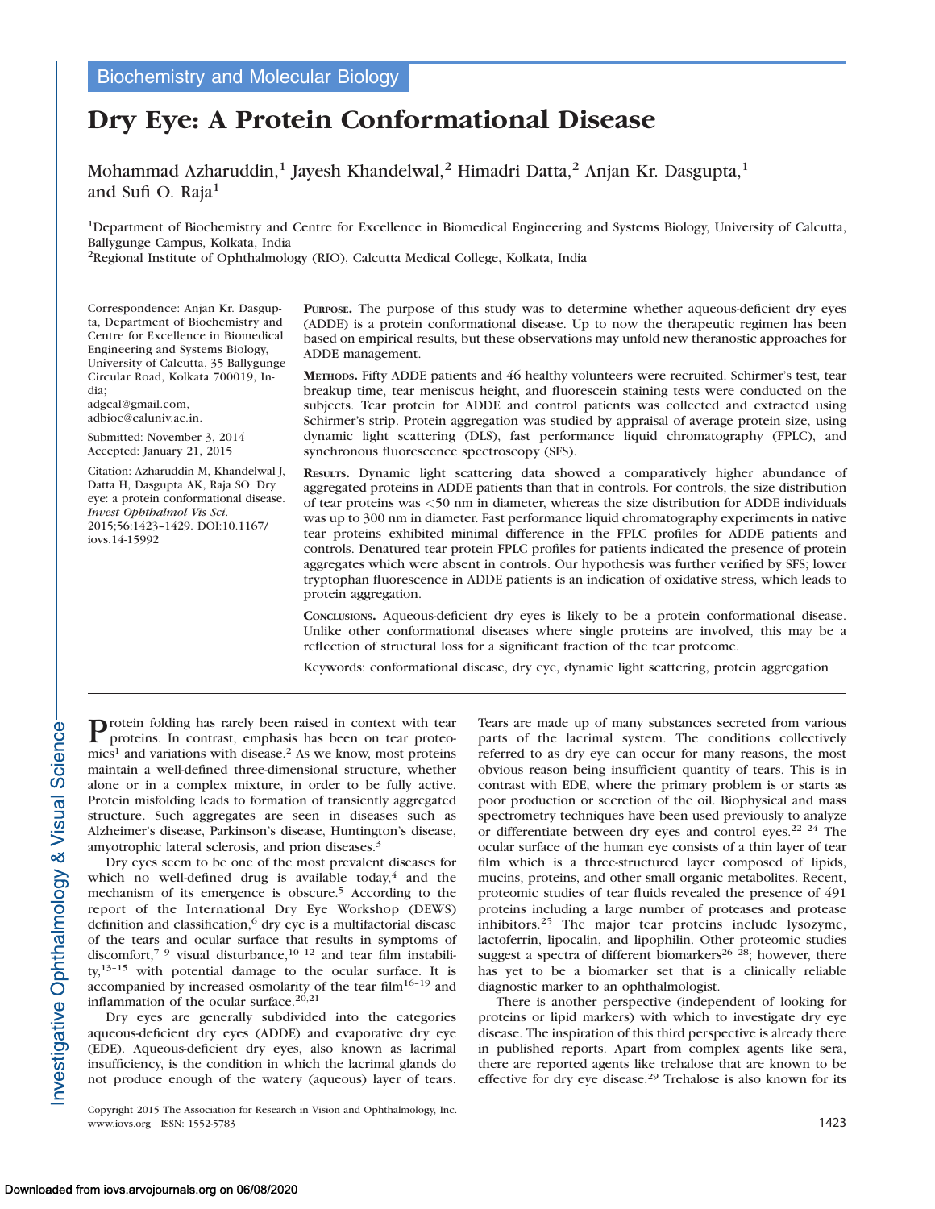Biochemistry and Molecular Biology

# Dry Eye: A Protein Conformational Disease

Mohammad Azharuddin,[1] Jayesh Khandelwal,[2] Himadri Datta,[2] Anjan Kr. Dasgupta,[1] and Sufi O. Raja[1]

[1]Department of Biochemistry and Centre for Excellence in Biomedical Engineering and Systems Biology, University of Calcutta, Ballygunge Campus, Kolkata, India

[2]Regional Institute of Ophthalmology (RIO), Calcutta Medical College, Kolkata, India

Correspondence: Anjan Kr. Dasgupta, Department of Biochemistry and Centre for Excellence in Biomedical Engineering and Systems Biology, University of Calcutta, 35 Ballygunge Circular Road, Kolkata 700019, India;
adgcal@gmail.com,
adbioc@caluniv.ac.in.

Submitted: November 3, 2014
Accepted: January 21, 2015

Citation: Azharuddin M, Khandelwal J, Datta H, Dasgupta AK, Raja SO. Dry eye: a protein conformational disease. *Invest Ophthalmol Vis Sci.* 2015;56:1423–1429. DOI:10.1167/iovs.14-15992

**PURPOSE.** The purpose of this study was to determine whether aqueous-deficient dry eyes (ADDE) is a protein conformational disease. Up to now the therapeutic regimen has been based on empirical results, but these observations may unfold new theranostic approaches for ADDE management.

**METHODS.** Fifty ADDE patients and 46 healthy volunteers were recruited. Schirmer's test, tear breakup time, tear meniscus height, and fluorescein staining tests were conducted on the subjects. Tear protein for ADDE and control patients was collected and extracted using Schirmer's strip. Protein aggregation was studied by appraisal of average protein size, using dynamic light scattering (DLS), fast performance liquid chromatography (FPLC), and synchronous fluorescence spectroscopy (SFS).

**RESULTS.** Dynamic light scattering data showed a comparatively higher abundance of aggregated proteins in ADDE patients than that in controls. For controls, the size distribution of tear proteins was <50 nm in diameter, whereas the size distribution for ADDE individuals was up to 300 nm in diameter. Fast performance liquid chromatography experiments in native tear proteins exhibited minimal difference in the FPLC profiles for ADDE patients and controls. Denatured tear protein FPLC profiles for patients indicated the presence of protein aggregates which were absent in controls. Our hypothesis was further verified by SFS; lower tryptophan fluorescence in ADDE patients is an indication of oxidative stress, which leads to protein aggregation.

**CONCLUSIONS.** Aqueous-deficient dry eyes is likely to be a protein conformational disease. Unlike other conformational diseases where single proteins are involved, this may be a reflection of structural loss for a significant fraction of the tear proteome.

Keywords: conformational disease, dry eye, dynamic light scattering, protein aggregation

Protein folding has rarely been raised in context with tear proteins. In contrast, emphasis has been on tear proteomics[1] and variations with disease.[2] As we know, most proteins maintain a well-defined three-dimensional structure, whether alone or in a complex mixture, in order to be fully active. Protein misfolding leads to formation of transiently aggregated structure. Such aggregates are seen in diseases such as Alzheimer's disease, Parkinson's disease, Huntington's disease, amyotrophic lateral sclerosis, and prion diseases.[3]

Dry eyes seem to be one of the most prevalent diseases for which no well-defined drug is available today,[4] and the mechanism of its emergence is obscure.[5] According to the report of the International Dry Eye Workshop (DEWS) definition and classification,[6] dry eye is a multifactorial disease of the tears and ocular surface that results in symptoms of discomfort,[7–9] visual disturbance,[10–12] and tear film instability,[13–15] with potential damage to the ocular surface. It is accompanied by increased osmolarity of the tear film[16–19] and inflammation of the ocular surface.[20,21]

Dry eyes are generally subdivided into the categories aqueous-deficient dry eyes (ADDE) and evaporative dry eye (EDE). Aqueous-deficient dry eyes, also known as lacrimal insufficiency, is the condition in which the lacrimal glands do not produce enough of the watery (aqueous) layer of tears. Tears are made up of many substances secreted from various parts of the lacrimal system. The conditions collectively referred to as dry eye can occur for many reasons, the most obvious reason being insufficient quantity of tears. This is in contrast with EDE, where the primary problem is or starts as poor production or secretion of the oil. Biophysical and mass spectrometry techniques have been used previously to analyze or differentiate between dry eyes and control eyes.[22–24] The ocular surface of the human eye consists of a thin layer of tear film which is a three-structured layer composed of lipids, mucins, proteins, and other small organic metabolites. Recent, proteomic studies of tear fluids revealed the presence of 491 proteins including a large number of proteases and protease inhibitors.[25] The major tear proteins include lysozyme, lactoferrin, lipocalin, and lipophilin. Other proteomic studies suggest a spectra of different biomarkers[26–28]; however, there has yet to be a biomarker set that is a clinically reliable diagnostic marker to an ophthalmologist.

There is another perspective (independent of looking for proteins or lipid markers) with which to investigate dry eye disease. The inspiration of this third perspective is already there in published reports. Apart from complex agents like sera, there are reported agents like trehalose that are known to be effective for dry eye disease.[29] Trehalose is also known for its

Copyright 2015 The Association for Research in Vision and Ophthalmology, Inc.
www.iovs.org | ISSN: 1552-5783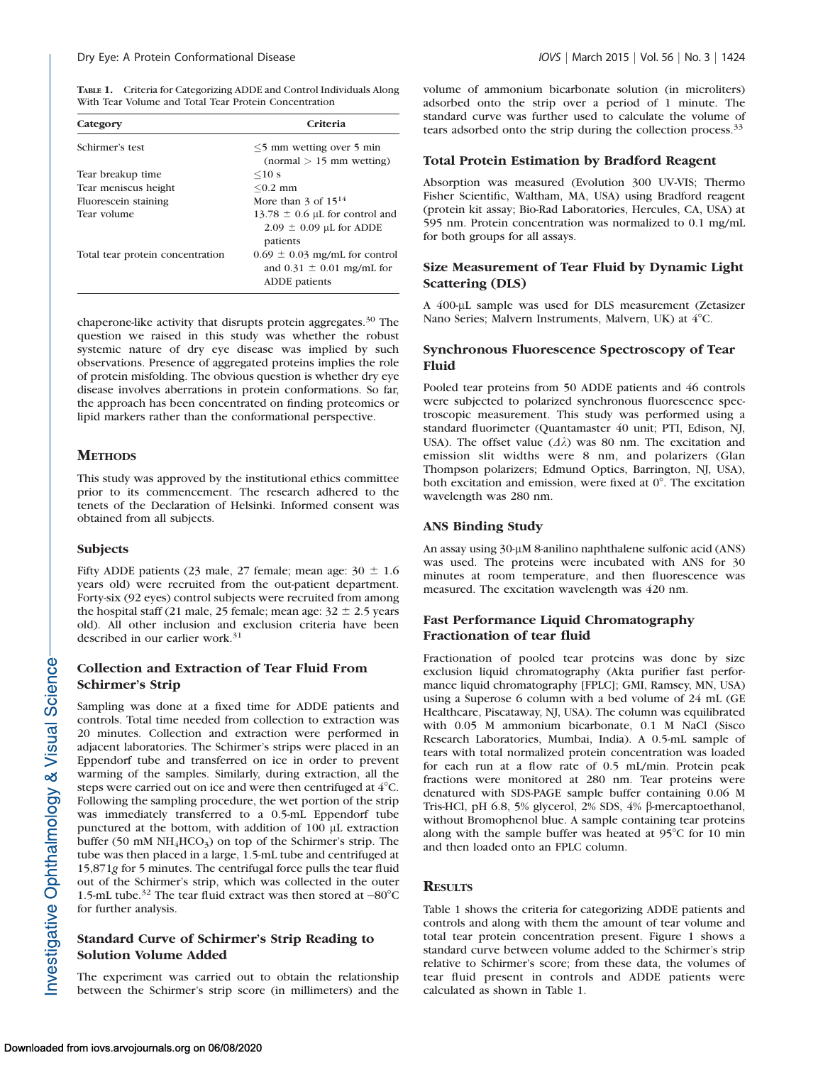**Table 1.** Criteria for Categorizing ADDE and Control Individuals Along With Tear Volume and Total Tear Protein Concentration

| Category | Criteria |
|---|---|
| Schirmer's test | ≤5 mm wetting over 5 min (normal > 15 mm wetting) |
| Tear breakup time | ≤10 s |
| Tear meniscus height | ≤0.2 mm |
| Fluorescein staining | More than 3 of 15[14] |
| Tear volume | 13.78 ± 0.6 μL for control and 2.09 ± 0.09 μL for ADDE patients |
| Total tear protein concentration | 0.69 ± 0.03 mg/mL for control and 0.31 ± 0.01 mg/mL for ADDE patients |

chaperone-like activity that disrupts protein aggregates.[30] The question we raised in this study was whether the robust systemic nature of dry eye disease was implied by such observations. Presence of aggregated proteins implies the role of protein misfolding. The obvious question is whether dry eye disease involves aberrations in protein conformations. So far, the approach has been concentrated on finding proteomics or lipid markers rather than the conformational perspective.

## Methods

This study was approved by the institutional ethics committee prior to its commencement. The research adhered to the tenets of the Declaration of Helsinki. Informed consent was obtained from all subjects.

### Subjects

Fifty ADDE patients (23 male, 27 female; mean age: 30 ± 1.6 years old) were recruited from the out-patient department. Forty-six (92 eyes) control subjects were recruited from among the hospital staff (21 male, 25 female; mean age: 32 ± 2.5 years old). All other inclusion and exclusion criteria have been described in our earlier work.[31]

### Collection and Extraction of Tear Fluid From Schirmer's Strip

Sampling was done at a fixed time for ADDE patients and controls. Total time needed from collection to extraction was 20 minutes. Collection and extraction were performed in adjacent laboratories. The Schirmer's strips were placed in an Eppendorf tube and transferred on ice in order to prevent warming of the samples. Similarly, during extraction, all the steps were carried out on ice and were then centrifuged at 4°C. Following the sampling procedure, the wet portion of the strip was immediately transferred to a 0.5-mL Eppendorf tube punctured at the bottom, with addition of 100 μL extraction buffer (50 mM $NH_4HCO_3$) on top of the Schirmer's strip. The tube was then placed in a large, 1.5-mL tube and centrifuged at 15,871*g* for 5 minutes. The centrifugal force pulls the tear fluid out of the Schirmer's strip, which was collected in the outer 1.5-mL tube.[32] The tear fluid extract was then stored at −80°C for further analysis.

### Standard Curve of Schirmer's Strip Reading to Solution Volume Added

The experiment was carried out to obtain the relationship between the Schirmer's strip score (in millimeters) and the volume of ammonium bicarbonate solution (in microliters) adsorbed onto the strip over a period of 1 minute. The standard curve was further used to calculate the volume of tears adsorbed onto the strip during the collection process.[33]

### Total Protein Estimation by Bradford Reagent

Absorption was measured (Evolution 300 UV-VIS; Thermo Fisher Scientific, Waltham, MA, USA) using Bradford reagent (protein kit assay; Bio-Rad Laboratories, Hercules, CA, USA) at 595 nm. Protein concentration was normalized to 0.1 mg/mL for both groups for all assays.

### Size Measurement of Tear Fluid by Dynamic Light Scattering (DLS)

A 400-μL sample was used for DLS measurement (Zetasizer Nano Series; Malvern Instruments, Malvern, UK) at 4°C.

### Synchronous Fluorescence Spectroscopy of Tear Fluid

Pooled tear proteins from 50 ADDE patients and 46 controls were subjected to polarized synchronous fluorescence spectroscopic measurement. This study was performed using a standard fluorimeter (Quantamaster 40 unit; PTI, Edison, NJ, USA). The offset value ($\Delta\lambda$) was 80 nm. The excitation and emission slit widths were 8 nm, and polarizers (Glan Thompson polarizers; Edmund Optics, Barrington, NJ, USA), both excitation and emission, were fixed at 0°. The excitation wavelength was 280 nm.

### ANS Binding Study

An assay using 30-μM 8-anilino naphthalene sulfonic acid (ANS) was used. The proteins were incubated with ANS for 30 minutes at room temperature, and then fluorescence was measured. The excitation wavelength was 420 nm.

### Fast Performance Liquid Chromatography Fractionation of tear fluid

Fractionation of pooled tear proteins was done by size exclusion liquid chromatography (Akta purifier fast performance liquid chromatography [FPLC]; GMI, Ramsey, MN, USA) using a Superose 6 column with a bed volume of 24 mL (GE Healthcare, Piscataway, NJ, USA). The column was equilibrated with 0.05 M ammonium bicarbonate, 0.1 M NaCl (Sisco Research Laboratories, Mumbai, India). A 0.5-mL sample of tears with total normalized protein concentration was loaded for each run at a flow rate of 0.5 mL/min. Protein peak fractions were monitored at 280 nm. Tear proteins were denatured with SDS-PAGE sample buffer containing 0.06 M Tris-HCl, pH 6.8, 5% glycerol, 2% SDS, 4% β-mercaptoethanol, without Bromophenol blue. A sample containing tear proteins along with the sample buffer was heated at 95°C for 10 min and then loaded onto an FPLC column.

## Results

Table 1 shows the criteria for categorizing ADDE patients and controls and along with them the amount of tear volume and total tear protein concentration present. Figure 1 shows a standard curve between volume added to the Schirmer's strip relative to Schirmer's score; from these data, the volumes of tear fluid present in controls and ADDE patients were calculated as shown in Table 1.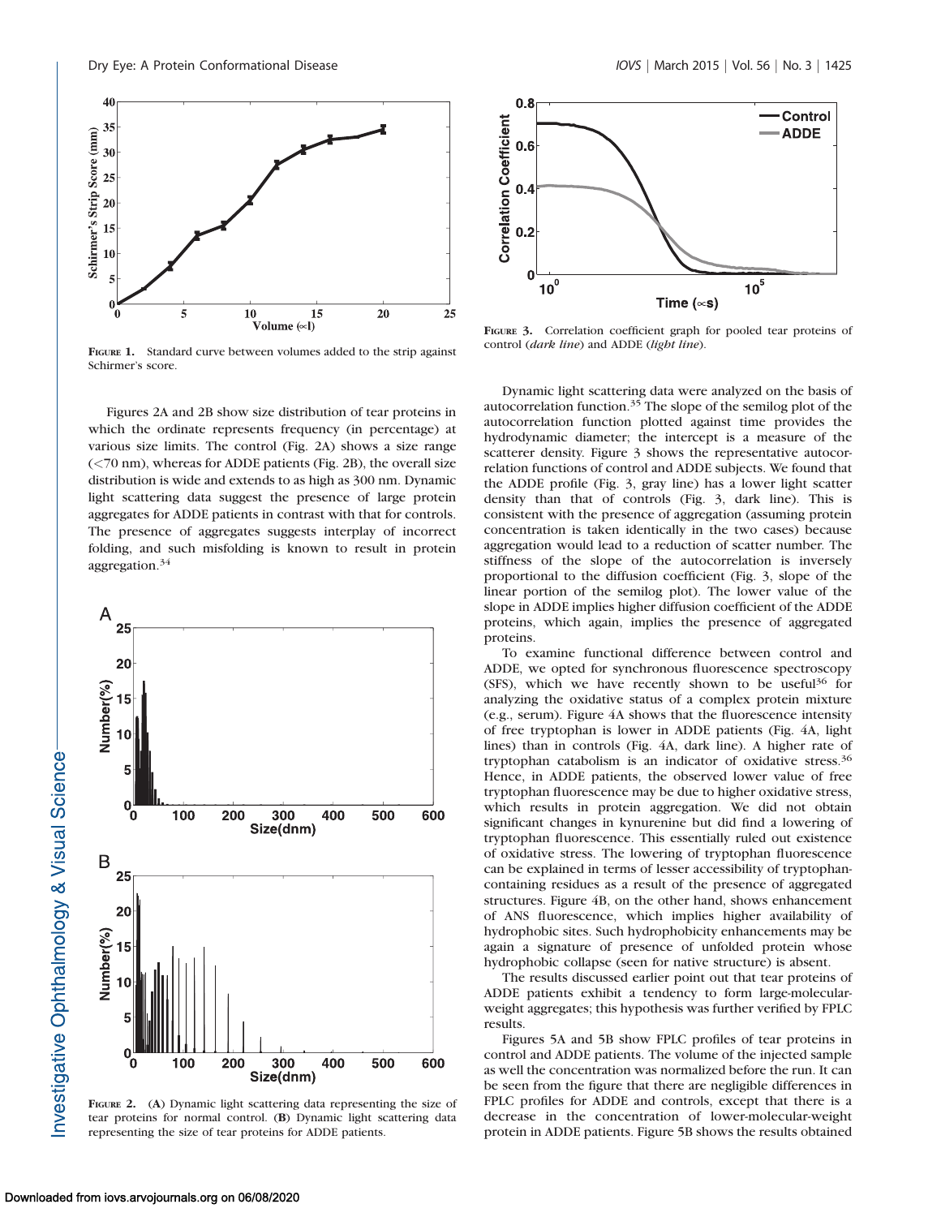FIGURE 1. Standard curve between volumes added to the strip against Schirmer's score.

Figures 2A and 2B show size distribution of tear proteins in which the ordinate represents frequency (in percentage) at various size limits. The control (Fig. 2A) shows a size range (<70 nm), whereas for ADDE patients (Fig. 2B), the overall size distribution is wide and extends to as high as 300 nm. Dynamic light scattering data suggest the presence of large protein aggregates for ADDE patients in contrast with that for controls. The presence of aggregates suggests interplay of incorrect folding, and such misfolding is known to result in protein aggregation.[34]

FIGURE 2. (A) Dynamic light scattering data representing the size of tear proteins for normal control. (B) Dynamic light scattering data representing the size of tear proteins for ADDE patients.

FIGURE 3. Correlation coefficient graph for pooled tear proteins of control (*dark line*) and ADDE (*light line*).

Dynamic light scattering data were analyzed on the basis of autocorrelation function.[35] The slope of the semilog plot of the autocorrelation function plotted against time provides the hydrodynamic diameter; the intercept is a measure of the scatterer density. Figure 3 shows the representative autocorrelation functions of control and ADDE subjects. We found that the ADDE profile (Fig. 3, gray line) has a lower light scatter density than that of controls (Fig. 3, dark line). This is consistent with the presence of aggregation (assuming protein concentration is taken identically in the two cases) because aggregation would lead to a reduction of scatter number. The stiffness of the slope of the autocorrelation is inversely proportional to the diffusion coefficient (Fig. 3, slope of the linear portion of the semilog plot). The lower value of the slope in ADDE implies higher diffusion coefficient of the ADDE proteins, which again, implies the presence of aggregated proteins.

To examine functional difference between control and ADDE, we opted for synchronous fluorescence spectroscopy (SFS), which we have recently shown to be useful[36] for analyzing the oxidative status of a complex protein mixture (e.g., serum). Figure 4A shows that the fluorescence intensity of free tryptophan is lower in ADDE patients (Fig. 4A, light lines) than in controls (Fig. 4A, dark line). A higher rate of tryptophan catabolism is an indicator of oxidative stress.[36] Hence, in ADDE patients, the observed lower value of free tryptophan fluorescence may be due to higher oxidative stress, which results in protein aggregation. We did not obtain significant changes in kynurenine but did find a lowering of tryptophan fluorescence. This essentially ruled out existence of oxidative stress. The lowering of tryptophan fluorescence can be explained in terms of lesser accessibility of tryptophan-containing residues as a result of the presence of aggregated structures. Figure 4B, on the other hand, shows enhancement of ANS fluorescence, which implies higher availability of hydrophobic sites. Such hydrophobicity enhancements may be again a signature of presence of unfolded protein whose hydrophobic collapse (seen for native structure) is absent.

The results discussed earlier point out that tear proteins of ADDE patients exhibit a tendency to form large-molecular-weight aggregates; this hypothesis was further verified by FPLC results.

Figures 5A and 5B show FPLC profiles of tear proteins in control and ADDE patients. The volume of the injected sample as well the concentration was normalized before the run. It can be seen from the figure that there are negligible differences in FPLC profiles for ADDE and controls, except that there is a decrease in the concentration of lower-molecular-weight protein in ADDE patients. Figure 5B shows the results obtained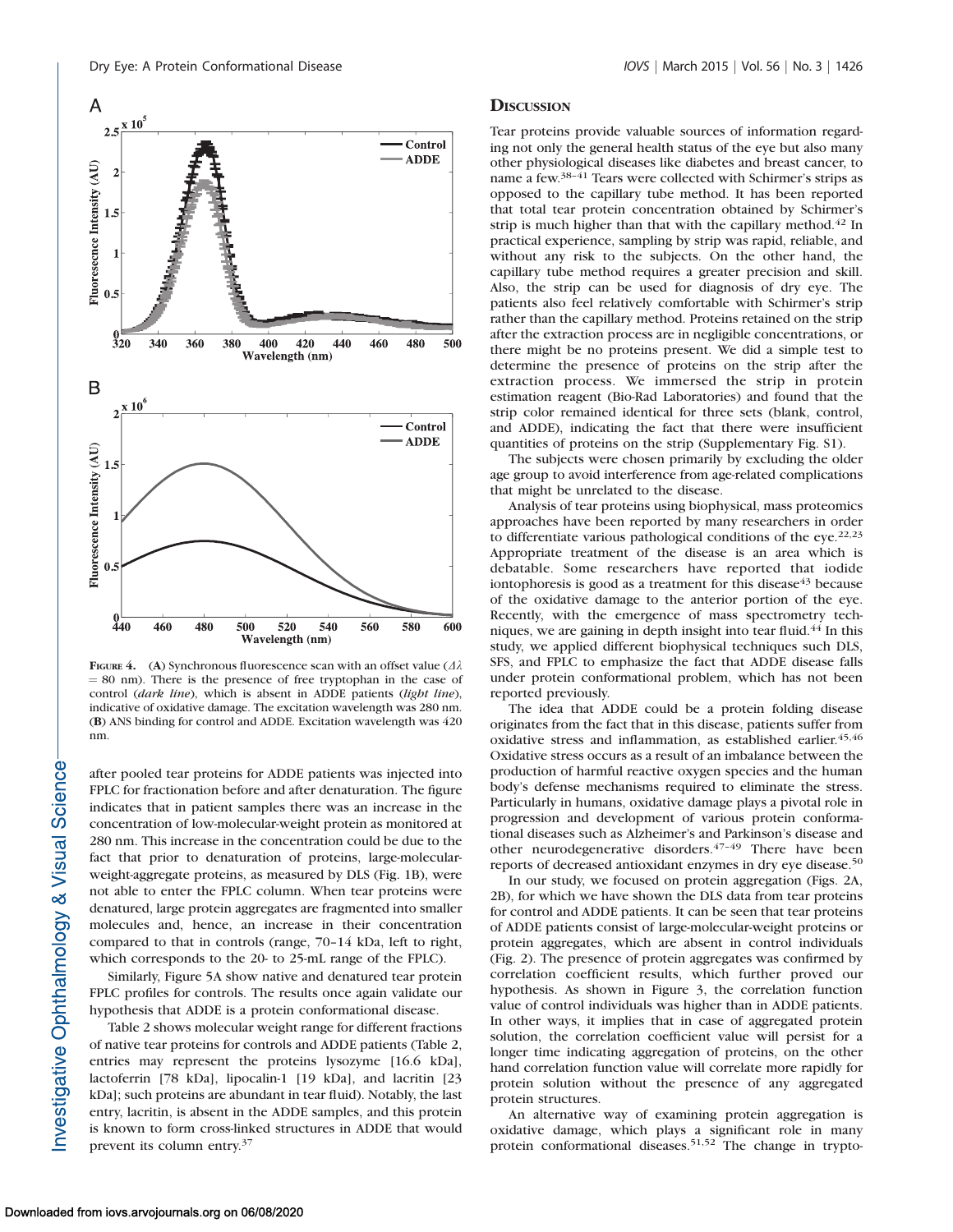FIGURE 4. (A) Synchronous fluorescence scan with an offset value ($\Delta\lambda$ = 80 nm). There is the presence of free tryptophan in the case of control (*dark line*), which is absent in ADDE patients (*light line*), indicative of oxidative damage. The excitation wavelength was 280 nm. (B) ANS binding for control and ADDE. Excitation wavelength was 420 nm.

after pooled tear proteins for ADDE patients was injected into FPLC for fractionation before and after denaturation. The figure indicates that in patient samples there was an increase in the concentration of low-molecular-weight protein as monitored at 280 nm. This increase in the concentration could be due to the fact that prior to denaturation of proteins, large-molecular-weight-aggregate proteins, as measured by DLS (Fig. 1B), were not able to enter the FPLC column. When tear proteins were denatured, large protein aggregates are fragmented into smaller molecules and, hence, an increase in their concentration compared to that in controls (range, 70–14 kDa, left to right, which corresponds to the 20- to 25-mL range of the FPLC).

Similarly, Figure 5A show native and denatured tear protein FPLC profiles for controls. The results once again validate our hypothesis that ADDE is a protein conformational disease.

Table 2 shows molecular weight range for different fractions of native tear proteins for controls and ADDE patients (Table 2, entries may represent the proteins lysozyme [16.6 kDa], lactoferrin [78 kDa], lipocalin-1 [19 kDa], and lacritin [23 kDa]; such proteins are abundant in tear fluid). Notably, the last entry, lacritin, is absent in the ADDE samples, and this protein is known to form cross-linked structures in ADDE that would prevent its column entry.[37]

## DISCUSSION

Tear proteins provide valuable sources of information regarding not only the general health status of the eye but also many other physiological diseases like diabetes and breast cancer, to name a few.[38–41] Tears were collected with Schirmer's strips as opposed to the capillary tube method. It has been reported that total tear protein concentration obtained by Schirmer's strip is much higher than that with the capillary method.[42] In practical experience, sampling by strip was rapid, reliable, and without any risk to the subjects. On the other hand, the capillary tube method requires a greater precision and skill. Also, the strip can be used for diagnosis of dry eye. The patients also feel relatively comfortable with Schirmer's strips rather than the capillary method. Proteins retained on the strip after the extraction process are in negligible concentrations, or there might be no proteins present. We did a simple test to determine the presence of proteins on the strip after the extraction process. We immersed the strip in protein estimation reagent (Bio-Rad Laboratories) and found that the strip color remained identical for three sets (blank, control, and ADDE), indicating the fact that there were insufficient quantities of proteins on the strip (Supplementary Fig. S1).

The subjects were chosen primarily by excluding the older age group to avoid interference from age-related complications that might be unrelated to the disease.

Analysis of tear proteins using biophysical, mass proteomics approaches have been reported by many researchers in order to differentiate various pathological conditions of the eye.[22,23] Appropriate treatment of the disease is an area which is debatable. Some researchers have reported that iodide iontophoresis is good as a treatment for this disease[43] because of the oxidative damage to the anterior portion of the eye. Recently, with the emergence of mass spectrometry techniques, we are gaining in depth insight into tear fluid.[44] In this study, we applied different biophysical techniques such DLS, SFS, and FPLC to emphasize the fact that ADDE disease falls under protein conformational problem, which has not been reported previously.

The idea that ADDE could be a protein folding disease originates from the fact that in this disease, patients suffer from oxidative stress and inflammation, as established earlier.[45,46] Oxidative stress occurs as a result of an imbalance between the production of harmful reactive oxygen species and the human body's defense mechanisms required to eliminate the stress. Particularly in humans, oxidative damage plays a pivotal role in progression and development of various protein conformational diseases such as Alzheimer's and Parkinson's disease and other neurodegenerative disorders.[47–49] There have been reports of decreased antioxidant enzymes in dry eye disease.[50]

In our study, we focused on protein aggregation (Figs. 2A, 2B), for which we have shown the DLS data from tear proteins for control and ADDE patients. It can be seen that tear proteins of ADDE patients consist of large-molecular-weight proteins or protein aggregates, which are absent in control individuals (Fig. 2). The presence of protein aggregates was confirmed by correlation coefficient results, which further proved our hypothesis. As shown in Figure 3, the correlation function value of control individuals was higher than in ADDE patients. In other ways, it implies that in case of aggregated protein solution, the correlation coefficient value will persist for a longer time indicating aggregation of proteins, on the other hand correlation function value will correlate more rapidly for protein solution without the presence of any aggregated protein structures.

An alternative way of examining protein aggregation is oxidative damage, which plays a significant role in many protein conformational diseases.[51,52] The change in trypto-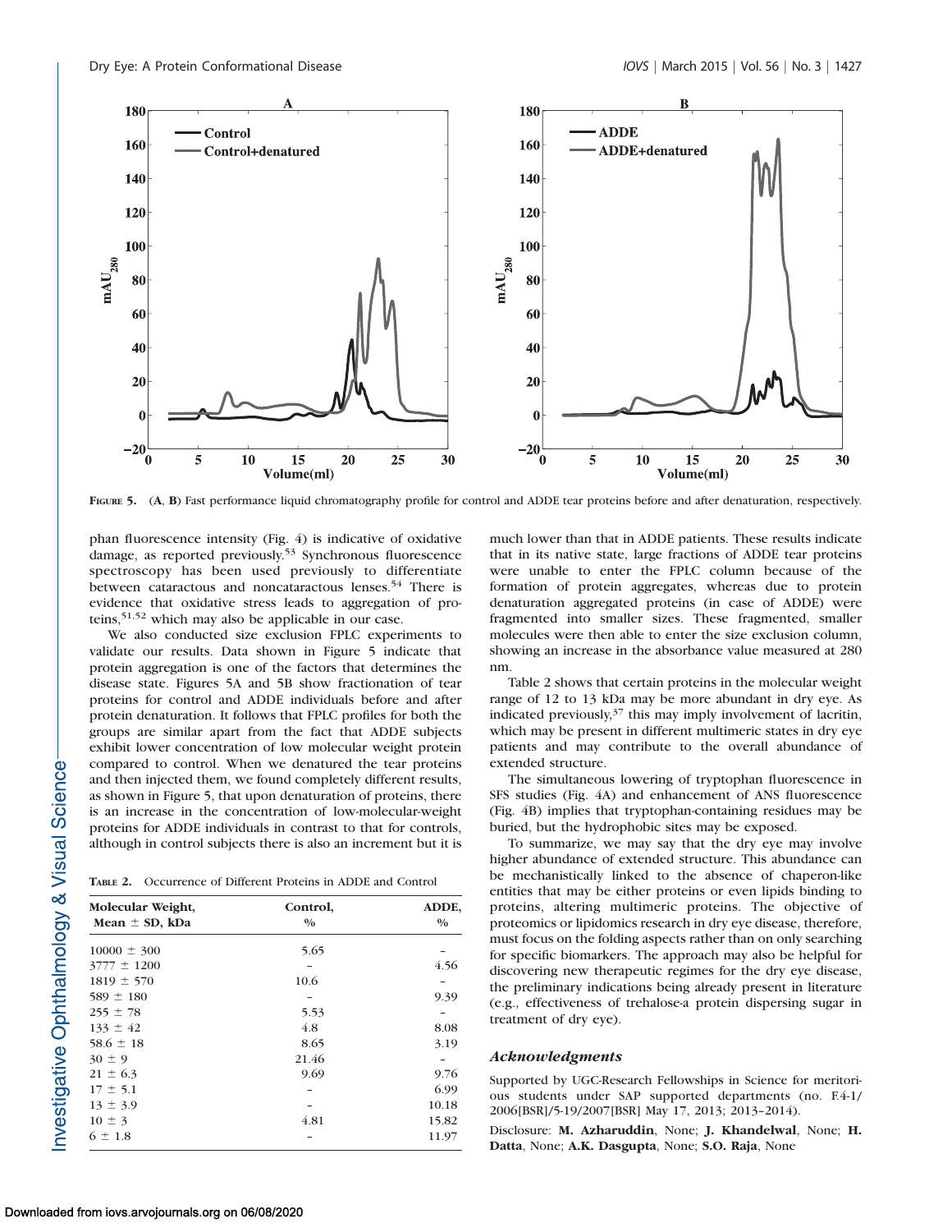FIGURE 5. (A, B) Fast performance liquid chromatography profile for control and ADDE tear proteins before and after denaturation, respectively.

phan fluorescence intensity (Fig. 4) is indicative of oxidative damage, as reported previously.[53] Synchronous fluorescence spectroscopy has been used previously to differentiate between cataractous and noncataractous lenses.[54] There is evidence that oxidative stress leads to aggregation of proteins,[51,52] which may also be applicable in our case.

We also conducted size exclusion FPLC experiments to validate our results. Data shown in Figure 5 indicate that protein aggregation is one of the factors that determines the disease state. Figures 5A and 5B show fractionation of tear proteins for control and ADDE individuals before and after protein denaturation. It follows that FPLC profiles for both the groups are similar apart from the fact that ADDE subjects exhibit lower concentration of low molecular weight protein compared to control. When we denatured the tear proteins and then injected them, we found completely different results, as shown in Figure 5, that upon denaturation of proteins, there is an increase in the concentration of low-molecular-weight proteins for ADDE individuals in contrast to that for controls, although in control subjects there is also an increment but it is much lower than that in ADDE patients. These results indicate that in its native state, large fractions of ADDE tear proteins were unable to enter the FPLC column because of the formation of protein aggregates, whereas due to protein denaturation aggregated proteins (in case of ADDE) were fragmented into smaller sizes. These fragmented, smaller molecules were then able to enter the size exclusion column, showing an increase in the absorbance value measured at 280 nm.

Table 2 shows that certain proteins in the molecular weight range of 12 to 13 kDa may be more abundant in dry eye. As indicated previously,[37] this may imply involvement of lacritin, which may be present in different multimeric states in dry eye patients and may contribute to the overall abundance of extended structure.

The simultaneous lowering of tryptophan fluorescence in SFS studies (Fig. 4A) and enhancement of ANS fluorescence (Fig. 4B) implies that tryptophan-containing residues may be buried, but the hydrophobic sites may be exposed.

To summarize, we may say that the dry eye may involve higher abundance of extended structure. This abundance can be mechanistically linked to the absence of chaperon-like entities that may be either proteins or even lipids binding to proteins, altering multimeric proteins. The objective of proteomics or lipidomics research in dry eye disease, therefore, must focus on the folding aspects rather than on only searching for specific biomarkers. The approach may also be helpful for discovering new therapeutic regimes for the dry eye disease, the preliminary indications being already present in literature (e.g., effectiveness of trehalose-a protein dispersing sugar in treatment of dry eye).

**TABLE 2.** Occurrence of Different Proteins in ADDE and Control

| Molecular Weight, Mean ± SD, kDa | Control, % | ADDE, % |
|---|---|---|
| 10000 ± 300 | 5.65 | – |
| 3777 ± 1200 | – | 4.56 |
| 1819 ± 570 | 10.6 | – |
| 589 ± 180 | – | 9.39 |
| 255 ± 78 | 5.53 | – |
| 133 ± 42 | 4.8 | 8.08 |
| 58.6 ± 18 | 8.65 | 3.19 |
| 30 ± 9 | 21.46 | – |
| 21 ± 6.3 | 9.69 | 9.76 |
| 17 ± 5.1 | – | 6.99 |
| 13 ± 3.9 | – | 10.18 |
| 10 ± 3 | 4.81 | 15.82 |
| 6 ± 1.8 | – | 11.97 |

## Acknowledgments

Supported by UGC-Research Fellowships in Science for meritorious students under SAP supported departments (no. F.4-1/2006[BSR]/5-19/2007[BSR] May 17, 2013; 2013–2014).

Disclosure: **M. Azharuddin**, None; **J. Khandelwal**, None; **H. Datta**, None; **A.K. Dasgupta**, None; **S.O. Raja**, None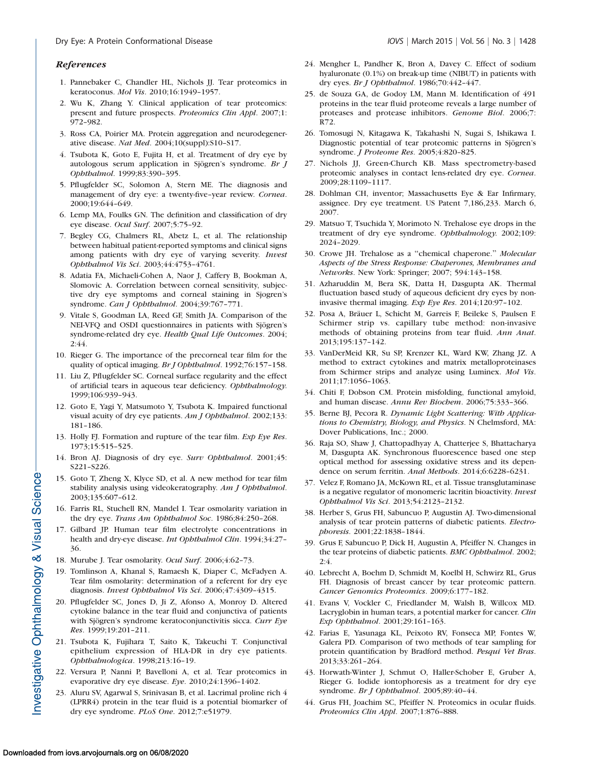### References

1. Pannebaker C, Chandler HL, Nichols JJ. Tear proteomics in keratoconus. *Mol Vis*. 2010;16:1949–1957.
2. Wu K, Zhang Y. Clinical application of tear proteomics: present and future prospects. *Proteomics Clin Appl*. 2007;1: 972–982.
3. Ross CA, Poirier MA. Protein aggregation and neurodegenerative disease. *Nat Med*. 2004;10(suppl):S10–S17.
4. Tsubota K, Goto E, Fujita H, et al. Treatment of dry eye by autologous serum application in Sjögren's syndrome. *Br J Ophthalmol*. 1999;83:390–395.
5. Pflugfelder SC, Solomon A, Stern ME. The diagnosis and management of dry eye: a twenty-five–year review. *Cornea*. 2000;19:644–649.
6. Lemp MA, Foulks GN. The definition and classification of dry eye disease. *Ocul Surf*. 2007;5:75–92.
7. Begley CG, Chalmers RL, Abetz L, et al. The relationship between habitual patient-reported symptoms and clinical signs among patients with dry eye of varying severity. *Invest Ophthalmol Vis Sci*. 2003;44:4753–4761.
8. Adatia FA, Michaeli-Cohen A, Naor J, Caffery B, Bookman A, Slomovic A. Correlation between corneal sensitivity, subjective dry eye symptoms and corneal staining in Sjogren's syndrome. *Can J Ophthalmol*. 2004;39:767–771.
9. Vitale S, Goodman LA, Reed GF, Smith JA. Comparison of the NEI-VFQ and OSDI questionnaires in patients with Sjögren's syndrome-related dry eye. *Health Qual Life Outcomes*. 2004; 2:44.
10. Rieger G. The importance of the precorneal tear film for the quality of optical imaging. *Br J Ophthalmol*. 1992;76:157–158.
11. Liu Z, Pflugfelder SC. Corneal surface regularity and the effect of artificial tears in aqueous tear deficiency. *Ophthalmology*. 1999;106:939–943.
12. Goto E, Yagi Y, Matsumoto Y, Tsubota K. Impaired functional visual acuity of dry eye patients. *Am J Ophthalmol*. 2002;133: 181–186.
13. Holly FJ. Formation and rupture of the tear film. *Exp Eye Res*. 1973;15:515–525.
14. Bron AJ. Diagnosis of dry eye. *Surv Ophthalmol*. 2001;45: S221–S226.
15. Goto T, Zheng X, Klyce SD, et al. A new method for tear film stability analysis using videokeratography. *Am J Ophthalmol*. 2003;135:607–612.
16. Farris RL, Stuchell RN, Mandel I. Tear osmolarity variation in the dry eye. *Trans Am Ophthalmol Soc*. 1986;84:250–268.
17. Gilbard JP. Human tear film electrolyte concentrations in health and dry-eye disease. *Int Ophthalmol Clin*. 1994;34:27–36.
18. Murube J. Tear osmolarity. *Ocul Surf*. 2006;4:62–73.
19. Tomlinson A, Khanal S, Ramaesh K, Diaper C, McFadyen A. Tear film osmolarity: determination of a referent for dry eye diagnosis. *Invest Ophthalmol Vis Sci*. 2006;47:4309–4315.
20. Pflugfelder SC, Jones D, Ji Z, Afonso A, Monroy D. Altered cytokine balance in the tear fluid and conjunctiva of patients with Sjögren's syndrome keratoconjunctivitis sicca. *Curr Eye Res*. 1999;19:201–211.
21. Tsubota K, Fujihara T, Saito K, Takeuchi T. Conjunctival epithelium expression of HLA-DR in dry eye patients. *Ophthalmologica*. 1998;213:16–19.
22. Versura P, Nanni P, Bavelloni A, et al. Tear proteomics in evaporative dry eye disease. *Eye*. 2010;24:1396–1402.
23. Aluru SV, Agarwal S, Srinivasan B, et al. Lacrimal proline rich 4 (LPRR4) protein in the tear fluid is a potential biomarker of dry eye syndrome. *PLoS One*. 2012;7:e51979.
24. Mengher L, Pandher K, Bron A, Davey C. Effect of sodium hyaluronate (0.1%) on break-up time (NIBUT) in patients with dry eyes. *Br J Ophthalmol*. 1986;70:442–447.
25. de Souza GA, de Godoy LM, Mann M. Identification of 491 proteins in the tear fluid proteome reveals a large number of proteases and protease inhibitors. *Genome Biol*. 2006;7: R72.
26. Tomosugi N, Kitagawa K, Takahashi N, Sugai S, Ishikawa I. Diagnostic potential of tear proteomic patterns in Sjögren's syndrome. *J Proteome Res*. 2005;4:820–825.
27. Nichols JJ, Green-Church KB. Mass spectrometry-based proteomic analyses in contact lens-related dry eye. *Cornea*. 2009;28:1109–1117.
28. Dohlman CH, inventor; Massachusetts Eye & Ear Infirmary, assignee. Dry eye treatment. US Patent 7,186,233. March 6, 2007.
29. Matsuo T, Tsuchida Y, Morimoto N. Trehalose eye drops in the treatment of dry eye syndrome. *Ophthalmology*. 2002;109: 2024–2029.
30. Crowe JH. Trehalose as a "chemical chaperone." *Molecular Aspects of the Stress Response: Chaperones, Membranes and Networks*. New York: Springer; 2007; 594:143–158.
31. Azharuddin M, Bera SK, Datta H, Dasgupta AK. Thermal fluctuation based study of aqueous deficient dry eyes by non-invasive thermal imaging. *Exp Eye Res*. 2014;120:97–102.
32. Posa A, Bräuer L, Schicht M, Garreis F, Beileke S, Paulsen F. Schirmer strip vs. capillary tube method: non-invasive methods of obtaining proteins from tear fluid. *Ann Anat*. 2013;195:137–142.
33. VanDerMeid KR, Su SP, Krenzer KL, Ward KW, Zhang JZ. A method to extract cytokines and matrix metalloproteinases from Schirmer strips and analyze using Luminex. *Mol Vis*. 2011;17:1056–1063.
34. Chiti F, Dobson CM. Protein misfolding, functional amyloid, and human disease. *Annu Rev Biochem*. 2006;75:333–366.
35. Berne BJ, Pecora R. *Dynamic Light Scattering: With Applications to Chemistry, Biology, and Physics*. N Chelmsford, MA: Dover Publications, Inc.; 2000.
36. Raja SO, Shaw J, Chattopadhyay A, Chatterjee S, Bhattacharya M, Dasgupta AK. Synchronous fluorescence based one step optical method for assessing oxidative stress and its dependence on serum ferritin. *Anal Methods*. 2014;6:6228–6231.
37. Velez F, Romano JA, McKown RL, et al. Tissue transglutaminase is a negative regulator of monomeric lacritin bioactivity. *Invest Ophthalmol Vis Sci*. 2013;54:2123–2132.
38. Herber S, Grus FH, Sabuncuo P, Augustin AJ. Two-dimensional analysis of tear protein patterns of diabetic patients. *Electrophoresis*. 2001;22:1838–1844.
39. Grus F, Sabuncuo P, Dick H, Augustin A, Pfeiffer N. Changes in the tear proteins of diabetic patients. *BMC Ophthalmol*. 2002; 2:4.
40. Lebrecht A, Boehm D, Schmidt M, Koelbl H, Schwirz RL, Grus FH. Diagnosis of breast cancer by tear proteomic pattern. *Cancer Genomics Proteomics*. 2009;6:177–182.
41. Evans V, Vockler C, Friedlander M, Walsh B, Willcox MD. Lacryglobin in human tears, a potential marker for cancer. *Clin Exp Ophthalmol*. 2001;29:161–163.
42. Farias E, Yasunaga KL, Peixoto RV, Fonseca MP, Fontes W, Galera PD. Comparison of two methods of tear sampling for protein quantification by Bradford method. *Pesqui Vet Bras*. 2013;33:261–264.
43. Horwath-Winter J, Schmut O, Haller-Schober E, Gruber A, Rieger G. Iodide iontophoresis as a treatment for dry eye syndrome. *Br J Ophthalmol*. 2005;89:40–44.
44. Grus FH, Joachim SC, Pfeiffer N. Proteomics in ocular fluids. *Proteomics Clin Appl*. 2007;1:876–888.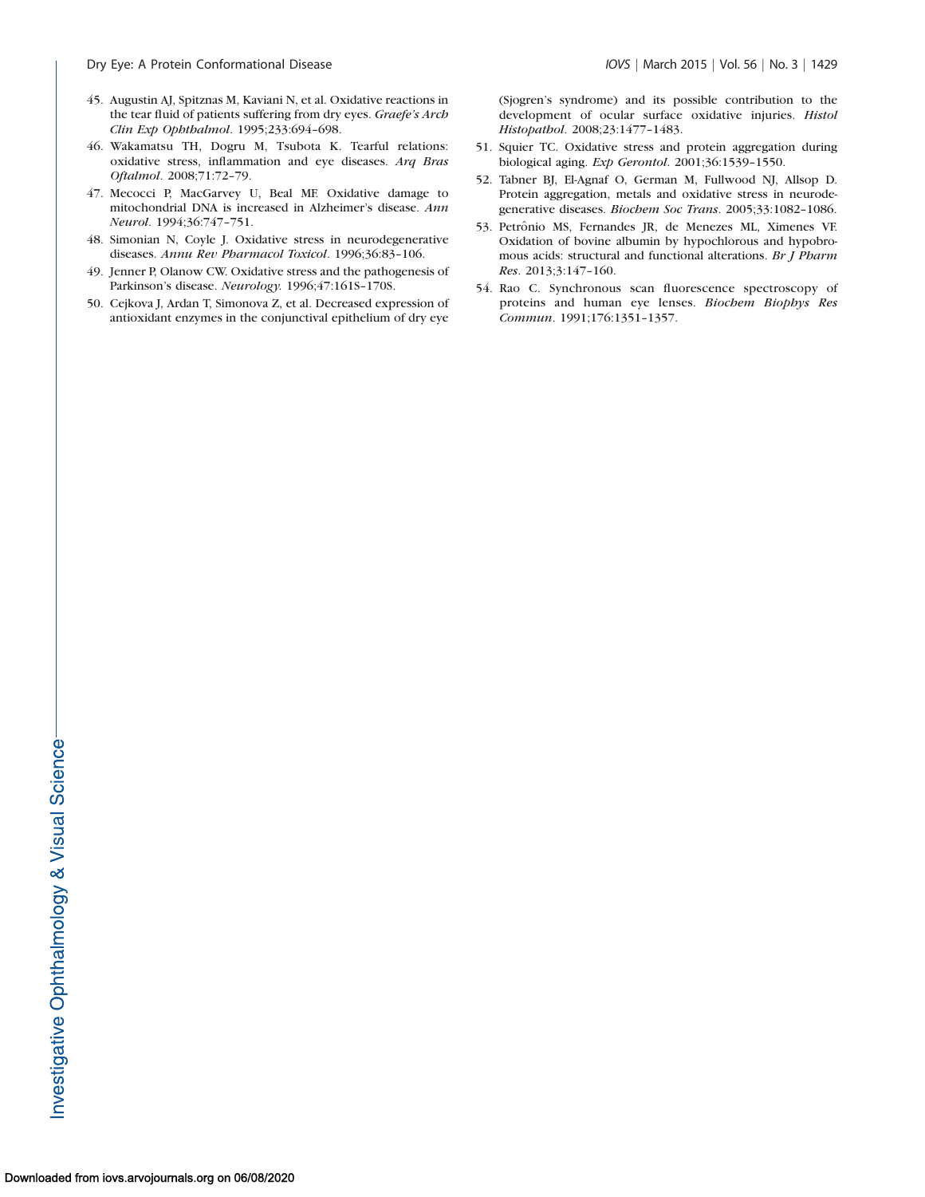45. Augustin AJ, Spitznas M, Kaviani N, et al. Oxidative reactions in the tear fluid of patients suffering from dry eyes. *Graefe's Arch Clin Exp Ophthalmol*. 1995;233:694–698.
46. Wakamatsu TH, Dogru M, Tsubota K. Tearful relations: oxidative stress, inflammation and eye diseases. *Arq Bras Oftalmol*. 2008;71:72–79.
47. Mecocci P, MacGarvey U, Beal MF. Oxidative damage to mitochondrial DNA is increased in Alzheimer's disease. *Ann Neurol*. 1994;36:747–751.
48. Simonian N, Coyle J. Oxidative stress in neurodegenerative diseases. *Annu Rev Pharmacol Toxicol*. 1996;36:83–106.
49. Jenner P, Olanow CW. Oxidative stress and the pathogenesis of Parkinson's disease. *Neurology.* 1996;47:161S–170S.
50. Cejkova J, Ardan T, Simonova Z, et al. Decreased expression of antioxidant enzymes in the conjunctival epithelium of dry eye (Sjogren's syndrome) and its possible contribution to the development of ocular surface oxidative injuries. *Histol Histopathol*. 2008;23:1477–1483.
51. Squier TC. Oxidative stress and protein aggregation during biological aging. *Exp Gerontol*. 2001;36:1539–1550.
52. Tabner BJ, El-Agnaf O, German M, Fullwood NJ, Allsop D. Protein aggregation, metals and oxidative stress in neurodegenerative diseases. *Biochem Soc Trans*. 2005;33:1082–1086.
53. Petrônio MS, Fernandes JR, de Menezes ML, Ximenes VF. Oxidation of bovine albumin by hypochlorous and hypobromous acids: structural and functional alterations. *Br J Pharm Res*. 2013;3:147–160.
54. Rao C. Synchronous scan fluorescence spectroscopy of proteins and human eye lenses. *Biochem Biophys Res Commun*. 1991;176:1351–1357.